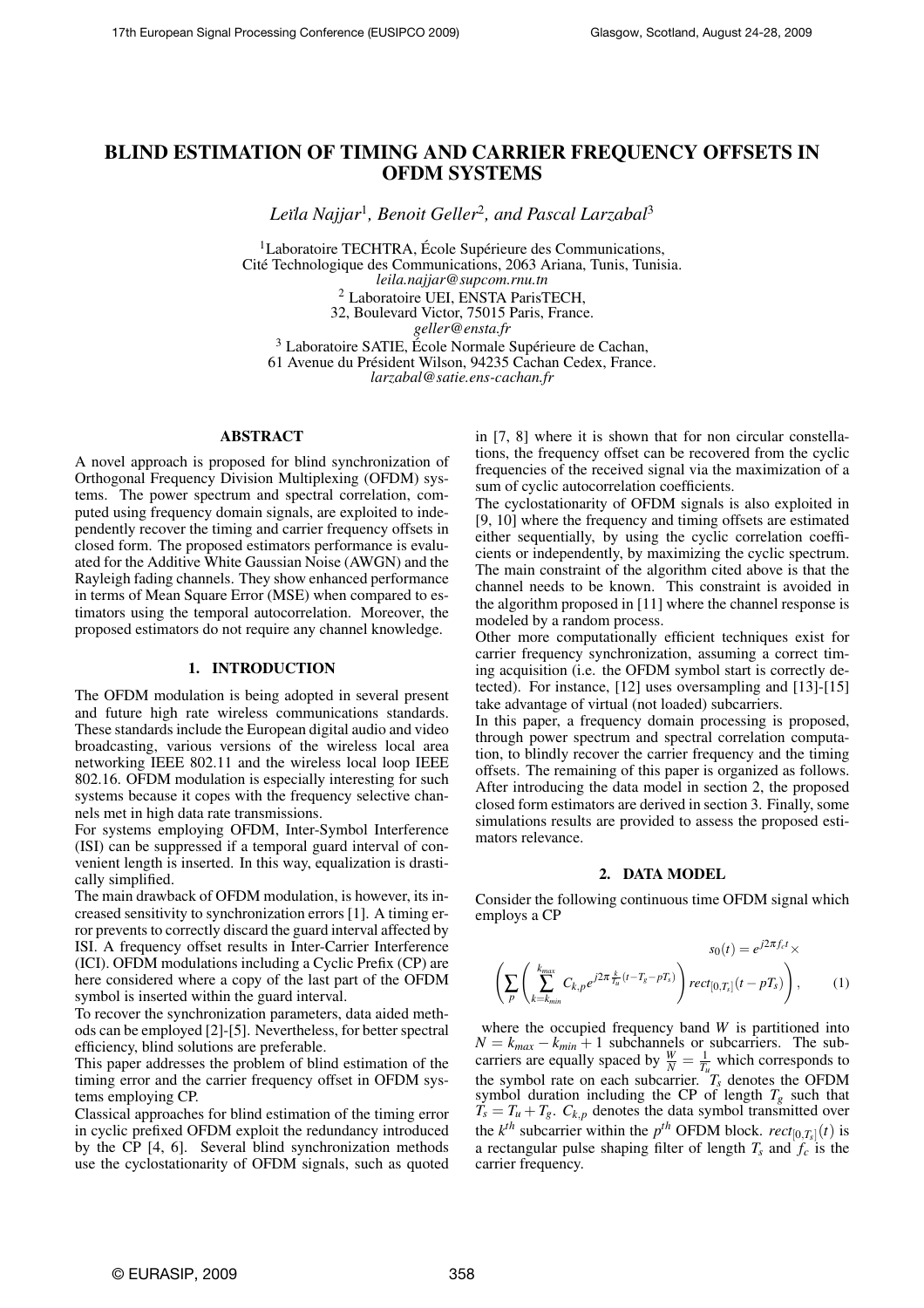# BLIND ESTIMATION OF TIMING AND CARRIER FREQUENCY OFFSETS IN OFDM SYSTEMS

*Leïla Najjar*[1], *Benoit Geller*[2], *and Pascal Larzabal*[3]

[1]Laboratoire TECHTRA, École Supérieure des Communications,
Cité Technologique des Communications, 2063 Ariana, Tunis, Tunisia.
*leila.najjar@supcom.rnu.tn*
[2] Laboratoire UEI, ENSTA ParisTECH,
32, Boulevard Victor, 75015 Paris, France.
*geller@ensta.fr*
[3] Laboratoire SATIE, École Normale Supérieure de Cachan,
61 Avenue du Président Wilson, 94235 Cachan Cedex, France.
*larzabal@satie.ens-cachan.fr*

## ABSTRACT

A novel approach is proposed for blind synchronization of Orthogonal Frequency Division Multiplexing (OFDM) systems. The power spectrum and spectral correlation, computed using frequency domain signals, are exploited to independently recover the timing and carrier frequency offsets in closed form. The proposed estimators performance is evaluated for the Additive White Gaussian Noise (AWGN) and the Rayleigh fading channels. They show enhanced performance in terms of Mean Square Error (MSE) when compared to estimators using the temporal autocorrelation. Moreover, the proposed estimators do not require any channel knowledge.

## 1. INTRODUCTION

The OFDM modulation is being adopted in several present and future high rate wireless communications standards. These standards include the European digital audio and video broadcasting, various versions of the wireless local area networking IEEE 802.11 and the wireless local loop IEEE 802.16. OFDM modulation is especially interesting for such systems because it copes with the frequency selective channels met in high data rate transmissions.

For systems employing OFDM, Inter-Symbol Interference (ISI) can be suppressed if a temporal guard interval of convenient length is inserted. In this way, equalization is drastically simplified.

The main drawback of OFDM modulation, is however, its increased sensitivity to synchronization errors [1]. A timing error prevents to correctly discard the guard interval affected by ISI. A frequency offset results in Inter-Carrier Interference (ICI). OFDM modulations including a Cyclic Prefix (CP) are here considered where a copy of the last part of the OFDM symbol is inserted within the guard interval.

To recover the synchronization parameters, data aided methods can be employed [2]-[5]. Nevertheless, for better spectral efficiency, blind solutions are preferable.

This paper addresses the problem of blind estimation of the timing error and the carrier frequency offset in OFDM systems employing CP.

Classical approaches for blind estimation of the timing error in cyclic prefixed OFDM exploit the redundancy introduced by the CP [4, 6]. Several blind synchronization methods use the cyclostationarity of OFDM signals, such as quoted in [7, 8] where it is shown that for non circular constellations, the frequency offset can be recovered from the cyclic frequencies of the received signal via the maximization of a sum of cyclic autocorrelation coefficients.

The cyclostationarity of OFDM signals is also exploited in [9, 10] where the frequency and timing offsets are estimated either sequentially, by using the cyclic correlation coefficients or independently, by maximizing the cyclic spectrum. The main constraint of the algorithm cited above is that the channel needs to be known. This constraint is avoided in the algorithm proposed in [11] where the channel response is modeled by a random process.

Other more computationally efficient techniques exist for carrier frequency synchronization, assuming a correct timing acquisition (i.e. the OFDM symbol start is correctly detected). For instance, [12] uses oversampling and [13]-[15] take advantage of virtual (not loaded) subcarriers.

In this paper, a frequency domain processing is proposed, through power spectrum and spectral correlation computation, to blindly recover the carrier frequency and the timing offsets. The remaining of this paper is organized as follows. After introducing the data model in section 2, the proposed closed form estimators are derived in section 3. Finally, some simulations results are provided to assess the proposed estimators relevance.

## 2. DATA MODEL

Consider the following continuous time OFDM signal which employs a CP

$$s_0(t) = e^{j2\pi f_c t} \times \left( \sum_p \left( \sum_{k=k_{min}}^{k_{max}} C_{k,p} e^{j2\pi \frac{k}{T_u}(t - T_g - pT_s)} \right) rect_{[0,T_s]}(t - pT_s) \right), \quad (1)$$

where the occupied frequency band $W$ is partitioned into $N = k_{max} - k_{min} + 1$ subchannels or subcarriers. The subcarriers are equally spaced by $\frac{W}{N} = \frac{1}{T_u}$ which corresponds to the symbol rate on each subcarrier. $T_s$ denotes the OFDM symbol duration including the CP of length $T_g$ such that $T_s = T_u + T_g$. $C_{k,p}$ denotes the data symbol transmitted over the $k^{th}$ subcarrier within the $p^{th}$ OFDM block. $rect_{[0,T_s]}(t)$ is a rectangular pulse shaping filter of length $T_s$ and $f_c$ is the carrier frequency.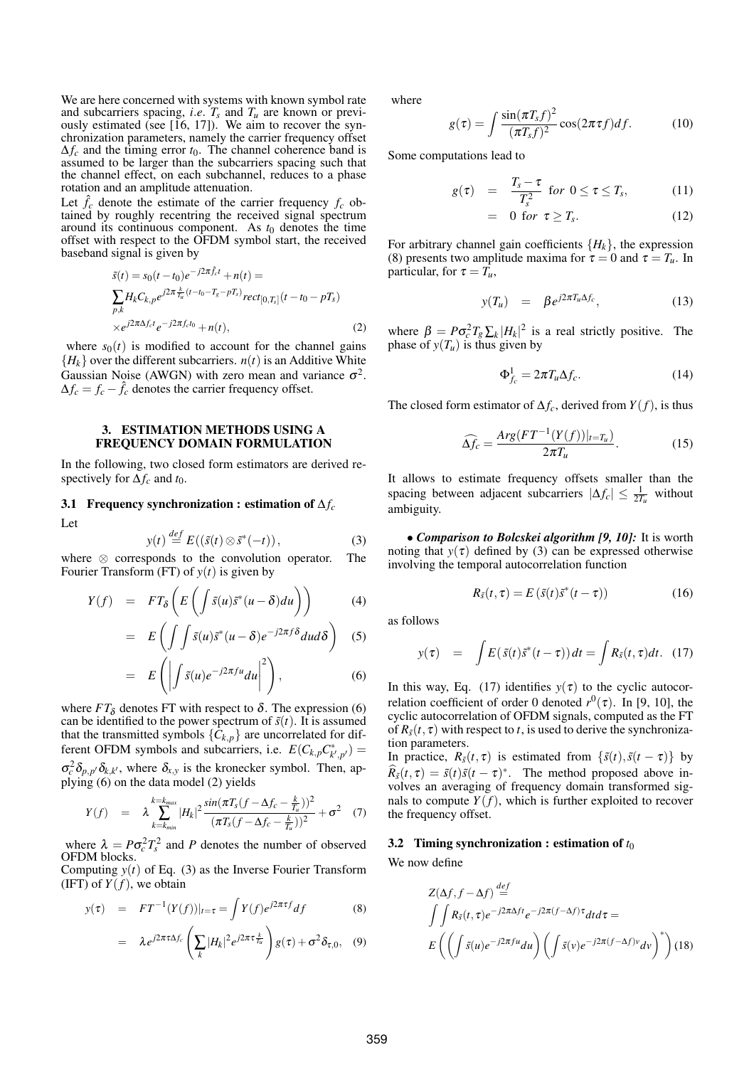We are here concerned with systems with known symbol rate and subcarriers spacing, *i.e.* $T_s$ and $T_u$ are known or previously estimated (see [16, 17]). We aim to recover the synchronization parameters, namely the carrier frequency offset $\Delta f_c$ and the timing error $t_0$. The channel coherence band is assumed to be larger than the subcarriers spacing such that the channel effect, on each subchannel, reduces to a phase rotation and an amplitude attenuation.

Let $\hat{f}_c$ denote the estimate of the carrier frequency $f_c$ obtained by roughly recentring the received signal spectrum around its continuous component. As $t_0$ denotes the time offset with respect to the OFDM symbol start, the received baseband signal is given by

$$\tilde{s}(t) = s_0(t-t_0)e^{-j2\pi\hat{f}_c t} + n(t) =$$
$$\sum_{p,k} H_k C_{k,p} e^{j2\pi\frac{k}{T_u}(t-t_0-T_g-pT_s)} rect_{[0,T_s]}(t-t_0-pT_s)$$
$$\times e^{j2\pi\Delta f_c t} e^{-j2\pi f_c t_0} + n(t), \tag{2}$$

where $s_0(t)$ is modified to account for the channel gains $\{H_k\}$ over the different subcarriers. $n(t)$ is an Additive White Gaussian Noise (AWGN) with zero mean and variance $\sigma^2$. $\Delta f_c = f_c - \hat{f}_c$ denotes the carrier frequency offset.

## 3. ESTIMATION METHODS USING A FREQUENCY DOMAIN FORMULATION

In the following, two closed form estimators are derived respectively for $\Delta f_c$ and $t_0$.

### 3.1 Frequency synchronization : estimation of $\Delta f_c$

Let

$$y(t) \stackrel{def}{=} E\left((\tilde{s}(t) \otimes \tilde{s}^*(-t)\right), \tag{3}$$

where $\otimes$ corresponds to the convolution operator. The Fourier Transform (FT) of $y(t)$ is given by

$$Y(f) = FT_\delta\left(E\left(\int \tilde{s}(u)\tilde{s}^*(u-\delta)du\right)\right) \tag{4}$$

$$= E\left(\int\int \tilde{s}(u)\tilde{s}^*(u-\delta)e^{-j2\pi f\delta}dud\delta\right) \tag{5}$$

$$= E\left(\left|\int \tilde{s}(u)e^{-j2\pi fu}du\right|^2\right), \tag{6}$$

where $FT_\delta$ denotes FT with respect to $\delta$. The expression (6) can be identified to the power spectrum of $\tilde{s}(t)$. It is assumed that the transmitted symbols $\{C_{k,p}\}$ are uncorrelated for different OFDM symbols and subcarriers, i.e. $E(C_{k,p}C^*_{k',p'}) = \sigma_c^2\delta_{p,p'}\delta_{k,k'}$, where $\delta_{x,y}$ is the kronecker symbol. Then, applying (6) on the data model (2) yields

$$Y(f) = \lambda\sum_{k=k_{min}}^{k=k_{max}}|H_k|^2\frac{sin(\pi T_s(f-\Delta f_c-\frac{k}{T_u}))^2}{(\pi T_s(f-\Delta f_c-\frac{k}{T_u}))^2} + \sigma^2 \tag{7}$$

where $\lambda = P\sigma_c^2T_s^2$ and $P$ denotes the number of observed OFDM blocks.

Computing $y(t)$ of Eq. (3) as the Inverse Fourier Transform (IFT) of $Y(f)$, we obtain

$$y(\tau) = FT^{-1}(Y(f))|_{t=\tau} = \int Y(f)e^{j2\pi\tau f}df \tag{8}$$

$$= \lambda e^{j2\pi\tau\Delta f_c}\left(\sum_k |H_k|^2 e^{j2\pi\tau\frac{k}{T_u}}\right)g(\tau) + \sigma^2\delta_{\tau,0}, \tag{9}$$

where

$$g(\tau) = \int \frac{\sin(\pi T_s f)^2}{(\pi T_s f)^2}\cos(2\pi\tau f)df. \tag{10}$$

Some computations lead to

$$g(\tau) = \frac{T_s-\tau}{T_s^2} \text{ for } 0 \leq \tau \leq T_s, \tag{11}$$

$$= 0 \text{ for } \tau \geq T_s. \tag{12}$$

For arbitrary channel gain coefficients $\{H_k\}$, the expression (8) presents two amplitude maxima for $\tau = 0$ and $\tau = T_u$. In particular, for $\tau = T_u$,

$$y(T_u) = \beta e^{j2\pi T_u\Delta f_c}, \tag{13}$$

where $\beta = P\sigma_c^2T_g\sum_k|H_k|^2$ is a real strictly positive. The phase of $y(T_u)$ is thus given by

$$\Phi^1_{f_c} = 2\pi T_u\Delta f_c. \tag{14}$$

The closed form estimator of $\Delta f_c$, derived from $Y(f)$, is thus

$$\widehat{\Delta f_c} = \frac{Arg(FT^{-1}(Y(f))|_{t=T_u})}{2\pi T_u}. \tag{15}$$

It allows to estimate frequency offsets smaller than the spacing between adjacent subcarriers $|\Delta f_c| \leq \frac{1}{2T_u}$ without ambiguity.

• ***Comparison to Bolcskei algorithm [9, 10]:*** It is worth noting that $y(\tau)$ defined by (3) can be expressed otherwise involving the temporal autocorrelation function

$$R_{\tilde{s}}(t,\tau) = E\left(\tilde{s}(t)\tilde{s}^*(t-\tau)\right) \tag{16}$$

as follows

$$y(\tau) = \int E\left(\tilde{s}(t)\tilde{s}^*(t-\tau)\right)dt = \int R_{\tilde{s}}(t,\tau)dt. \tag{17}$$

In this way, Eq. (17) identifies $y(\tau)$ to the cyclic autocorrelation coefficient of order 0 denoted $r^0(\tau)$. In [9, 10], the cyclic autocorrelation of OFDM signals, computed as the FT of $R_{\tilde{s}}(t,\tau)$ with respect to $t$, is used to derive the synchronization parameters.

In practice, $R_{\tilde{s}}(t,\tau)$ is estimated from $\{\tilde{s}(t), \tilde{s}(t-\tau)\}$ by $\widehat{R}_{\tilde{s}}(t,\tau) = \tilde{s}(t)\tilde{s}(t-\tau)^*$. The method proposed above involves an averaging of frequency domain transformed signals to compute $Y(f)$, which is further exploited to recover the frequency offset.

### 3.2 Timing synchronization : estimation of $t_0$

We now define

$$Z(\Delta f, f-\Delta f) \stackrel{def}{=}$$
$$\int\int R_{\tilde{s}}(t,\tau)e^{-j2\pi\Delta ft}e^{-j2\pi(f-\Delta f)\tau}dtd\tau =$$
$$E\left(\left(\int \tilde{s}(u)e^{-j2\pi fu}du\right)\left(\int \tilde{s}(v)e^{-j2\pi(f-\Delta f)v}dv\right)^*\right) \tag{18}$$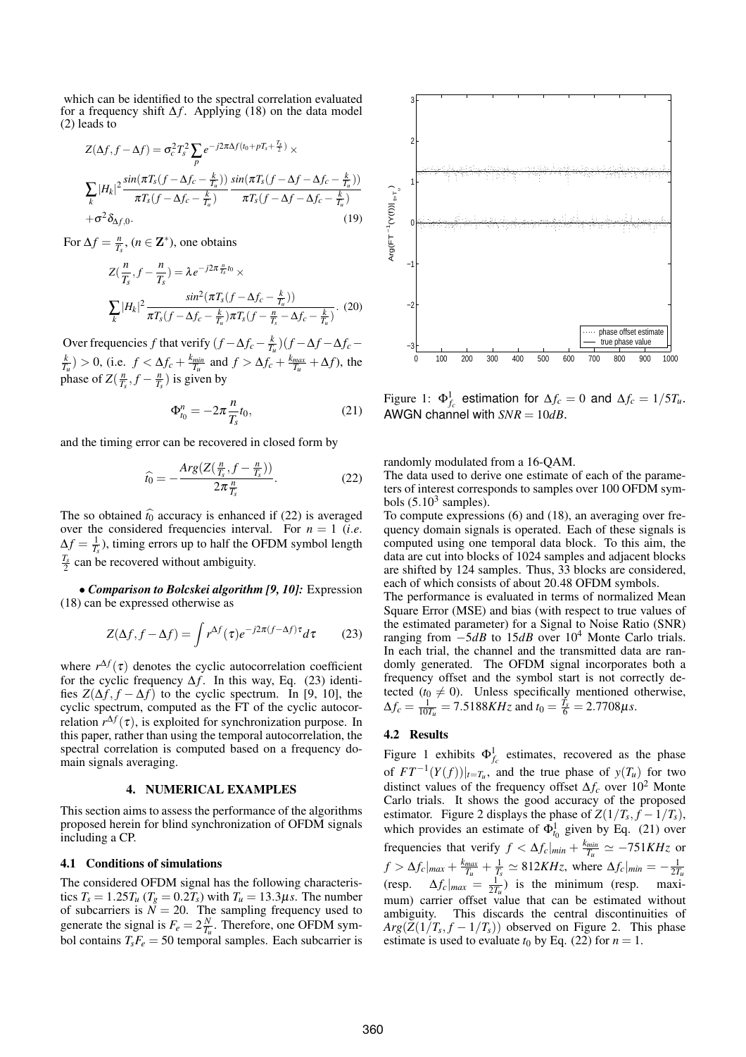which can be identified to the spectral correlation evaluated for a frequency shift $\Delta f$. Applying (18) on the data model (2) leads to

$$Z(\Delta f, f-\Delta f) = \sigma_c^2 T_s^2 \sum_p e^{-j2\pi\Delta f(t_0+pT_s+\frac{T_s}{2})} \times$$
$$\sum_k |H_k|^2 \frac{sin(\pi T_s(f-\Delta f_c-\frac{k}{T_u}))}{\pi T_s(f-\Delta f_c-\frac{k}{T_u})} \frac{sin(\pi T_s(f-\Delta f-\Delta f_c-\frac{k}{T_u}))}{\pi T_s(f-\Delta f-\Delta f_c-\frac{k}{T_u})}$$
$$+\sigma^2\delta_{\Delta f,0}. \tag{19}$$

For $\Delta f = \frac{n}{T_s}$, ($n \in \mathbf{Z}^*$), one obtains

$$Z(\frac{n}{T_s}, f-\frac{n}{T_s}) = \lambda e^{-j2\pi\frac{n}{T_s}t_0} \times$$
$$\sum_k |H_k|^2 \frac{sin^2(\pi T_s(f-\Delta f_c-\frac{k}{T_u}))}{\pi T_s(f-\Delta f_c-\frac{k}{T_u})\pi T_s(f-\frac{n}{T_s}-\Delta f_c-\frac{k}{T_u})}. \tag{20}$$

Over frequencies $f$ that verify $(f-\Delta f_c-\frac{k}{T_u})(f-\Delta f-\Delta f_c-\frac{k}{T_u}) > 0$, (i.e. $f < \Delta f_c + \frac{k_{min}}{T_u}$ and $f > \Delta f_c + \frac{k_{max}}{T_u} + \Delta f$), the phase of $Z(\frac{n}{T_s}, f-\frac{n}{T_s})$ is given by

$$\Phi_{t_0}^n = -2\pi\frac{n}{T_s}t_0, \tag{21}$$

and the timing error can be recovered in closed form by

$$\widehat{t_0} = -\frac{Arg(Z(\frac{n}{T_s}, f-\frac{n}{T_s}))}{2\pi\frac{n}{T_s}}. \tag{22}$$

The so obtained $\widehat{t_0}$ accuracy is enhanced if (22) is averaged over the considered frequencies interval. For $n=1$ (*i.e.* $\Delta f = \frac{1}{T_s}$), timing errors up to half the OFDM symbol length $\frac{T_s}{2}$ can be recovered without ambiguity.

• ***Comparison to Bolcskei algorithm [9, 10]:*** Expression (18) can be expressed otherwise as

$$Z(\Delta f, f-\Delta f) = \int r^{\Delta f}(\tau) e^{-j2\pi(f-\Delta f)\tau} d\tau \tag{23}$$

where $r^{\Delta f}(\tau)$ denotes the cyclic autocorrelation coefficient for the cyclic frequency $\Delta f$. In this way, Eq. (23) identifies $Z(\Delta f, f-\Delta f)$ to the cyclic spectrum. In [9, 10], the cyclic spectrum, computed as the FT of the cyclic autocorrelation $r^{\Delta f}(\tau)$, is exploited for synchronization purpose. In this paper, rather than using the temporal autocorrelation, the spectral correlation is computed based on a frequency domain signals averaging.

## 4. NUMERICAL EXAMPLES

This section aims to assess the performance of the algorithms proposed herein for blind synchronization of OFDM signals including a CP.

### 4.1 Conditions of simulations

The considered OFDM signal has the following characteristics $T_s = 1.25T_u$ ($T_g = 0.2T_s$) with $T_u = 13.3\mu s$. The number of subcarriers is $N = 20$. The sampling frequency used to generate the signal is $F_e = 2\frac{N}{T_u}$. Therefore, one OFDM symbol contains $T_sF_e = 50$ temporal samples. Each subcarrier is randomly modulated from a 16-QAM.

The data used to derive one estimate of each of the parameters of interest corresponds to samples over 100 OFDM symbols ($5.10^3$ samples).

To compute expressions (6) and (18), an averaging over frequency domain signals is operated. Each of these signals is computed using one temporal data block. To this aim, the data are cut into blocks of 1024 samples and adjacent blocks are shifted by 124 samples. Thus, 33 blocks are considered, each of which consists of about 20.48 OFDM symbols.

The performance is evaluated in terms of normalized Mean Square Error (MSE) and bias (with respect to true values of the estimated parameter) for a Signal to Noise Ratio (SNR) ranging from $-5dB$ to $15dB$ over $10^4$ Monte Carlo trials. In each trial, the channel and the transmitted data are randomly generated. The OFDM signal incorporates both a frequency offset and the symbol start is not correctly detected ($t_0 \neq 0$). Unless specifically mentioned otherwise, $\Delta f_c = \frac{1}{10T_u} = 7.5188KHz$ and $t_0 = \frac{T_s}{6} = 2.7708\mu s$.

Figure 1: $\Phi_{f_c}^1$ estimation for $\Delta f_c = 0$ and $\Delta f_c = 1/5T_u$. AWGN channel with $SNR = 10dB$.

### 4.2 Results

Figure 1 exhibits $\Phi_{f_c}^1$ estimates, recovered as the phase of $FT^{-1}(Y(f))|_{t=T_u}$, and the true phase of $y(T_u)$ for two distinct values of the frequency offset $\Delta f_c$ over $10^2$ Monte Carlo trials. It shows the good accuracy of the proposed estimator. Figure 2 displays the phase of $Z(1/T_s, f-1/T_s)$, which provides an estimate of $\Phi_{t_0}^1$ given by Eq. (21) over frequencies that verify $f < \Delta f_c|_{min} + \frac{k_{min}}{T_u} \simeq -751KHz$ or $f > \Delta f_c|_{max} + \frac{k_{max}}{T_u} + \frac{1}{T_s} \simeq 812KHz$, where $\Delta f_c|_{min} = -\frac{1}{2T_u}$ (resp. $\Delta f_c|_{max} = \frac{1}{2T_u}$) is the minimum (resp. maximum) carrier offset value that can be estimated without ambiguity. This discards the central discontinuities of $Arg(Z(1/T_s, f-1/T_s))$ observed on Figure 2. This phase estimate is used to evaluate $t_0$ by Eq. (22) for $n=1$.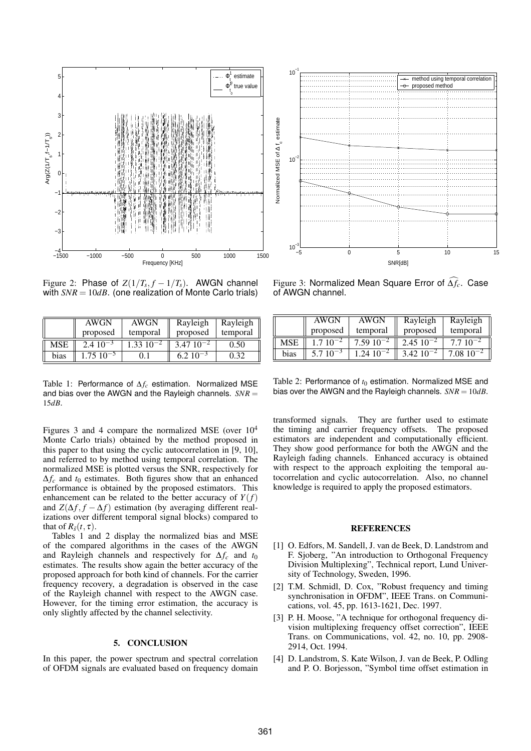Figure 2: Phase of $Z(1/T_s, f - 1/T_s)$. AWGN channel with $SNR = 10dB$. (one realization of Monte Carlo trials)

Figure 3: Normalized Mean Square Error of $\widehat{\Delta f_c}$. Case of AWGN channel.

| | AWGN proposed | AWGN temporal | Rayleigh proposed | Rayleigh temporal |
|---|---|---|---|---|
| MSE | $2.4\ 10^{-3}$ | $1.33\ 10^{-2}$ | $3.47\ 10^{-2}$ | 0.50 |
| bias | $1.75\ 10^{-5}$ | 0.1 | $6.2\ 10^{-3}$ | 0.32 |

Table 1: Performance of $\Delta f_c$ estimation. Normalized MSE and bias over the AWGN and the Rayleigh channels. $SNR = 15dB$.

| | AWGN proposed | AWGN temporal | Rayleigh proposed | Rayleigh temporal |
|---|---|---|---|---|
| MSE | $1.7\ 10^{-2}$ | $7.59\ 10^{-2}$ | $2.45\ 10^{-2}$ | $7.7\ 10^{-2}$ |
| bias | $5.7\ 10^{-3}$ | $1.24\ 10^{-2}$ | $3.42\ 10^{-2}$ | $7.08\ 10^{-2}$ |

Table 2: Performance of $t_0$ estimation. Normalized MSE and bias over the AWGN and the Rayleigh channels. $SNR = 10dB$.

Figures 3 and 4 compare the normalized MSE (over $10^4$ Monte Carlo trials) obtained by the method proposed in this paper to that using the cyclic autocorrelation in [9, 10], and referred to by method using temporal correlation. The normalized MSE is plotted versus the SNR, respectively for $\Delta f_c$ and $t_0$ estimates. Both figures show that an enhanced performance is obtained by the proposed estimators. This enhancement can be related to the better accuracy of $Y(f)$ and $Z(\Delta f, f - \Delta f)$ estimation (by averaging different realizations over different temporal signal blocks) compared to that of $R_{\tilde{s}}(t, \tau)$.

Tables 1 and 2 display the normalized bias and MSE of the compared algorithms in the cases of the AWGN and Rayleigh channels and respectively for $\Delta f_c$ and $t_0$ estimates. The results show again the better accuracy of the proposed approach for both kind of channels. For the carrier frequency recovery, a degradation is observed in the case of the Rayleigh channel with respect to the AWGN case. However, for the timing error estimation, the accuracy is only slightly affected by the channel selectivity.

## 5. CONCLUSION

In this paper, the power spectrum and spectral correlation of OFDM signals are evaluated based on frequency domain transformed signals. They are further used to estimate the timing and carrier frequency offsets. The proposed estimators are independent and computationally efficient. They show good performance for both the AWGN and the Rayleigh fading channels. Enhanced accuracy is obtained with respect to the approach exploiting the temporal autocorrelation and cyclic autocorrelation. Also, no channel knowledge is required to apply the proposed estimators.

## REFERENCES

[1] O. Edfors, M. Sandell, J. van de Beek, D. Landstrom and F. Sjoberg, "An introduction to Orthogonal Frequency Division Multiplexing", Technical report, Lund University of Technology, Sweden, 1996.

[2] T.M. Schmidl, D. Cox, "Robust frequency and timing synchronisation in OFDM", IEEE Trans. on Communications, vol. 45, pp. 1613-1621, Dec. 1997.

[3] P. H. Moose, "A technique for orthogonal frequency division multiplexing frequency offset correction", IEEE Trans. on Communications, vol. 42, no. 10, pp. 2908-2914, Oct. 1994.

[4] D. Landstrom, S. Kate Wilson, J. van de Beek, P. Odling and P. O. Borjesson, "Symbol time offset estimation in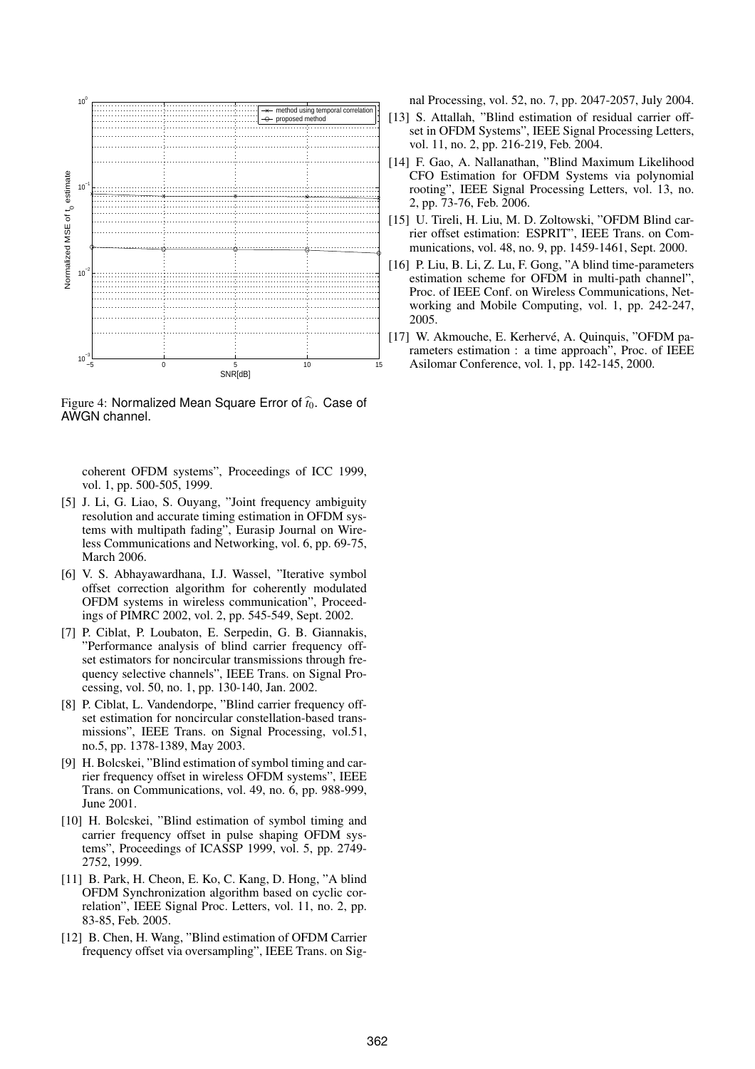$10^0$

$10^{-1}$

$10^{-2}$

$10^{-3}$

Normalized MSE of $t_0$ estimate

–5 0 5 10 15

SNR[dB]

method using temporal correlation

proposed method

Figure 4: Normalized Mean Square Error of $\hat{t}_0$. Case of AWGN channel.

coherent OFDM systems", Proceedings of ICC 1999, vol. 1, pp. 500-505, 1999.

[5] J. Li, G. Liao, S. Ouyang, "Joint frequency ambiguity resolution and accurate timing estimation in OFDM systems with multipath fading", Eurasip Journal on Wireless Communications and Networking, vol. 6, pp. 69-75, March 2006.

[6] V. S. Abhayawardhana, I.J. Wassel, "Iterative symbol offset correction algorithm for coherently modulated OFDM systems in wireless communication", Proceedings of PIMRC 2002, vol. 2, pp. 545-549, Sept. 2002.

[7] P. Ciblat, P. Loubaton, E. Serpedin, G. B. Giannakis, "Performance analysis of blind carrier frequency offset estimators for noncircular transmissions through frequency selective channels", IEEE Trans. on Signal Processing, vol. 50, no. 1, pp. 130-140, Jan. 2002.

[8] P. Ciblat, L. Vandendorpe, "Blind carrier frequency offset estimation for noncircular constellation-based transmissions", IEEE Trans. on Signal Processing, vol.51, no.5, pp. 1378-1389, May 2003.

[9] H. Bolcskei, "Blind estimation of symbol timing and carrier frequency offset in wireless OFDM systems", IEEE Trans. on Communications, vol. 49, no. 6, pp. 988-999, June 2001.

[10] H. Bolcskei, "Blind estimation of symbol timing and carrier frequency offset in pulse shaping OFDM systems", Proceedings of ICASSP 1999, vol. 5, pp. 2749-2752, 1999.

[11] B. Park, H. Cheon, E. Ko, C. Kang, D. Hong, "A blind OFDM Synchronization algorithm based on cyclic correlation", IEEE Signal Proc. Letters, vol. 11, no. 2, pp. 83-85, Feb. 2005.

[12] B. Chen, H. Wang, "Blind estimation of OFDM Carrier frequency offset via oversampling", IEEE Trans. on Signal Processing, vol. 52, no. 7, pp. 2047-2057, July 2004.

[13] S. Attallah, "Blind estimation of residual carrier offset in OFDM Systems", IEEE Signal Processing Letters, vol. 11, no. 2, pp. 216-219, Feb. 2004.

[14] F. Gao, A. Nallanathan, "Blind Maximum Likelihood CFO Estimation for OFDM Systems via polynomial rooting", IEEE Signal Processing Letters, vol. 13, no. 2, pp. 73-76, Feb. 2006.

[15] U. Tireli, H. Liu, M. D. Zoltowski, "OFDM Blind carrier offset estimation: ESPRIT", IEEE Trans. on Communications, vol. 48, no. 9, pp. 1459-1461, Sept. 2000.

[16] P. Liu, B. Li, Z. Lu, F. Gong, "A blind time-parameters estimation scheme for OFDM in multi-path channel", Proc. of IEEE Conf. on Wireless Communications, Networking and Mobile Computing, vol. 1, pp. 242-247, 2005.

[17] W. Akmouche, E. Kerhervé, A. Quinquis, "OFDM parameters estimation : a time approach", Proc. of IEEE Asilomar Conference, vol. 1, pp. 142-145, 2000.